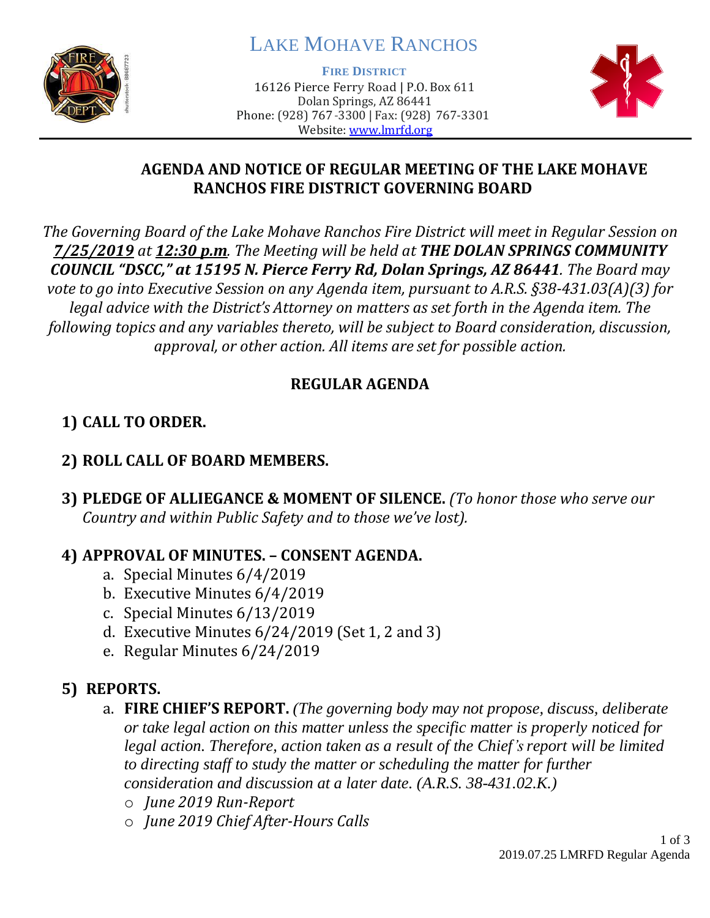# LAKE MOHAVE RANCHOS

**FIRE DISTRICT**
16126 Pierce Ferry Road | P.O. Box 611
Dolan Springs, AZ 86441
Phone: (928) 767-3300 | Fax: (928) 767-3301
Website: www.lmrfd.org

## AGENDA AND NOTICE OF REGULAR MEETING OF THE LAKE MOHAVE RANCHOS FIRE DISTRICT GOVERNING BOARD

*The Governing Board of the Lake Mohave Ranchos Fire District will meet in Regular Session on **7/25/2019** at **12:30 p.m**. The Meeting will be held at **THE DOLAN SPRINGS COMMUNITY COUNCIL "DSCC," at 15195 N. Pierce Ferry Rd, Dolan Springs, AZ 86441**. The Board may vote to go into Executive Session on any Agenda item, pursuant to A.R.S. §38-431.03(A)(3) for legal advice with the District's Attorney on matters as set forth in the Agenda item. The following topics and any variables thereto, will be subject to Board consideration, discussion, approval, or other action. All items are set for possible action.*

### REGULAR AGENDA

1) **CALL TO ORDER.**

2) **ROLL CALL OF BOARD MEMBERS.**

3) **PLEDGE OF ALLIEGANCE & MOMENT OF SILENCE.** *(To honor those who serve our Country and within Public Safety and to those we've lost).*

4) **APPROVAL OF MINUTES. – CONSENT AGENDA.**
   a. Special Minutes 6/4/2019
   b. Executive Minutes 6/4/2019
   c. Special Minutes 6/13/2019
   d. Executive Minutes 6/24/2019 (Set 1, 2 and 3)
   e. Regular Minutes 6/24/2019

5) **REPORTS.**
   a. **FIRE CHIEF'S REPORT.** *(The governing body may not propose, discuss, deliberate or take legal action on this matter unless the specific matter is properly noticed for legal action. Therefore, action taken as a result of the Chief's report will be limited to directing staff to study the matter or scheduling the matter for further consideration and discussion at a later date. (A.R.S. 38-431.02.K.)*
      - *June 2019 Run-Report*
      - *June 2019 Chief After-Hours Calls*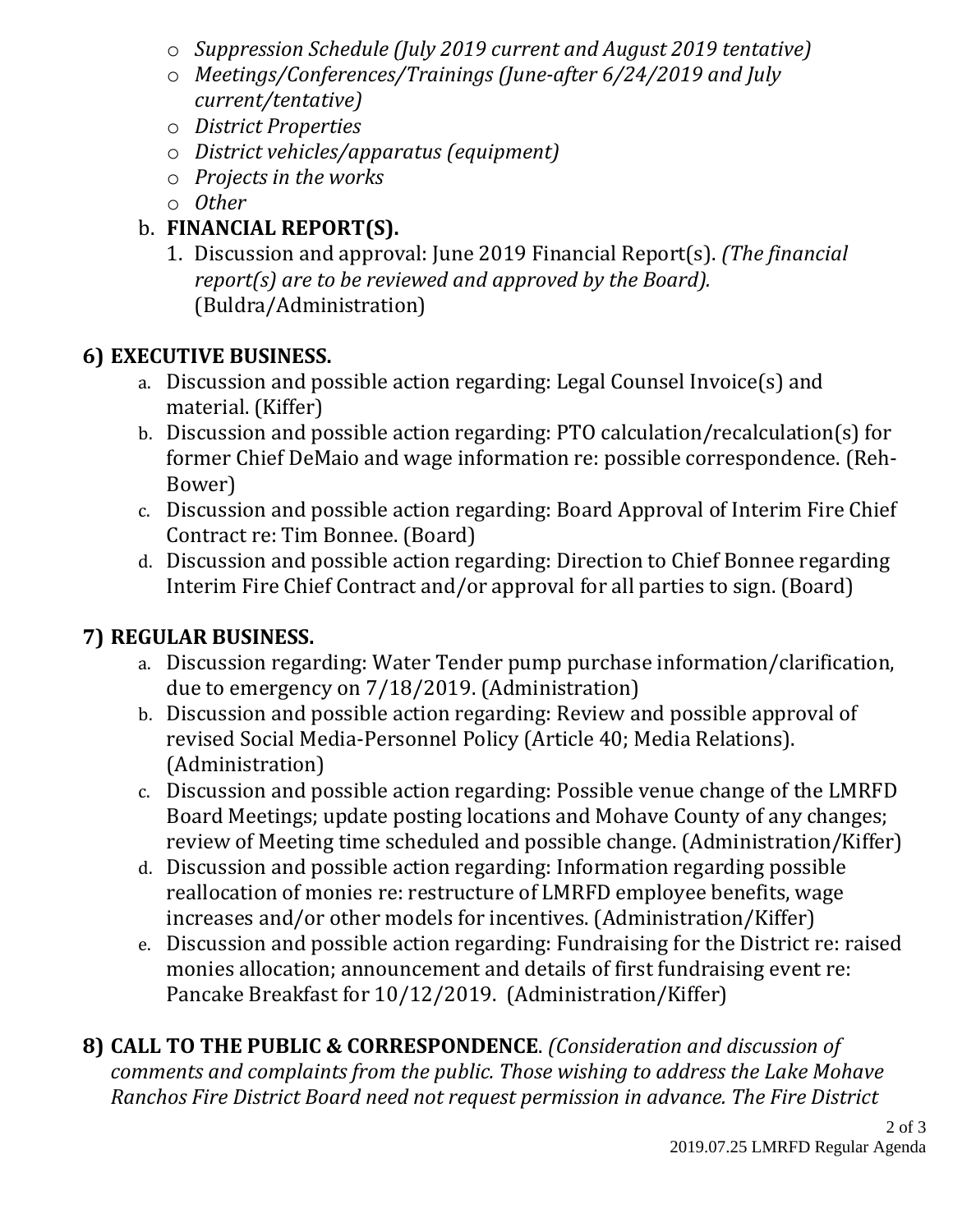- *Suppression Schedule (July 2019 current and August 2019 tentative)*
- *Meetings/Conferences/Trainings (June-after 6/24/2019 and July current/tentative)*
- *District Properties*
- *District vehicles/apparatus (equipment)*
- *Projects in the works*
- *Other*

b. **FINANCIAL REPORT(S).**

1. Discussion and approval: June 2019 Financial Report(s). *(The financial report(s) are to be reviewed and approved by the Board).* (Buldra/Administration)

## 6) EXECUTIVE BUSINESS.

a. Discussion and possible action regarding: Legal Counsel Invoice(s) and material. (Kiffer)

b. Discussion and possible action regarding: PTO calculation/recalculation(s) for former Chief DeMaio and wage information re: possible correspondence. (Reh-Bower)

c. Discussion and possible action regarding: Board Approval of Interim Fire Chief Contract re: Tim Bonnee. (Board)

d. Discussion and possible action regarding: Direction to Chief Bonnee regarding Interim Fire Chief Contract and/or approval for all parties to sign. (Board)

## 7) REGULAR BUSINESS.

a. Discussion regarding: Water Tender pump purchase information/clarification, due to emergency on 7/18/2019. (Administration)

b. Discussion and possible action regarding: Review and possible approval of revised Social Media-Personnel Policy (Article 40; Media Relations). (Administration)

c. Discussion and possible action regarding: Possible venue change of the LMRFD Board Meetings; update posting locations and Mohave County of any changes; review of Meeting time scheduled and possible change. (Administration/Kiffer)

d. Discussion and possible action regarding: Information regarding possible reallocation of monies re: restructure of LMRFD employee benefits, wage increases and/or other models for incentives. (Administration/Kiffer)

e. Discussion and possible action regarding: Fundraising for the District re: raised monies allocation; announcement and details of first fundraising event re: Pancake Breakfast for 10/12/2019. (Administration/Kiffer)

## 8) CALL TO THE PUBLIC & CORRESPONDENCE.

*(Consideration and discussion of comments and complaints from the public. Those wishing to address the Lake Mohave Ranchos Fire District Board need not request permission in advance. The Fire District*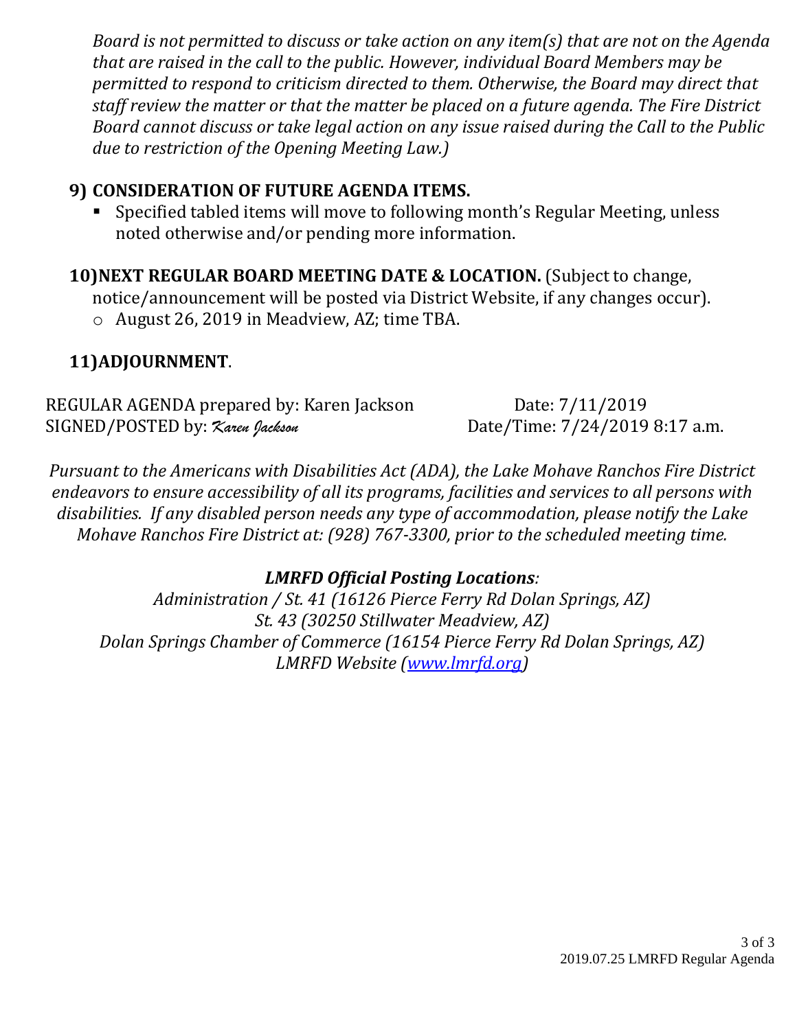*Board is not permitted to discuss or take action on any item(s) that are not on the Agenda that are raised in the call to the public. However, individual Board Members may be permitted to respond to criticism directed to them. Otherwise, the Board may direct that staff review the matter or that the matter be placed on a future agenda. The Fire District Board cannot discuss or take legal action on any issue raised during the Call to the Public due to restriction of the Opening Meeting Law.)*

**9) CONSIDERATION OF FUTURE AGENDA ITEMS.**

- Specified tabled items will move to following month's Regular Meeting, unless noted otherwise and/or pending more information.

**10)NEXT REGULAR BOARD MEETING DATE & LOCATION.** (Subject to change, notice/announcement will be posted via District Website, if any changes occur).

- August 26, 2019 in Meadview, AZ; time TBA.

**11)ADJOURNMENT**.

REGULAR AGENDA prepared by: Karen Jackson    Date: 7/11/2019
SIGNED/POSTED by: *Karen Jackson*    Date/Time: 7/24/2019 8:17 a.m.

*Pursuant to the Americans with Disabilities Act (ADA), the Lake Mohave Ranchos Fire District endeavors to ensure accessibility of all its programs, facilities and services to all persons with disabilities. If any disabled person needs any type of accommodation, please notify the Lake Mohave Ranchos Fire District at: (928) 767-3300, prior to the scheduled meeting time.*

***LMRFD Official Posting Locations**:*

*Administration / St. 41 (16126 Pierce Ferry Rd Dolan Springs, AZ)*
*St. 43 (30250 Stillwater Meadview, AZ)*
*Dolan Springs Chamber of Commerce (16154 Pierce Ferry Rd Dolan Springs, AZ)*
*LMRFD Website ([www.lmrfd.org](http://www.lmrfd.org))*